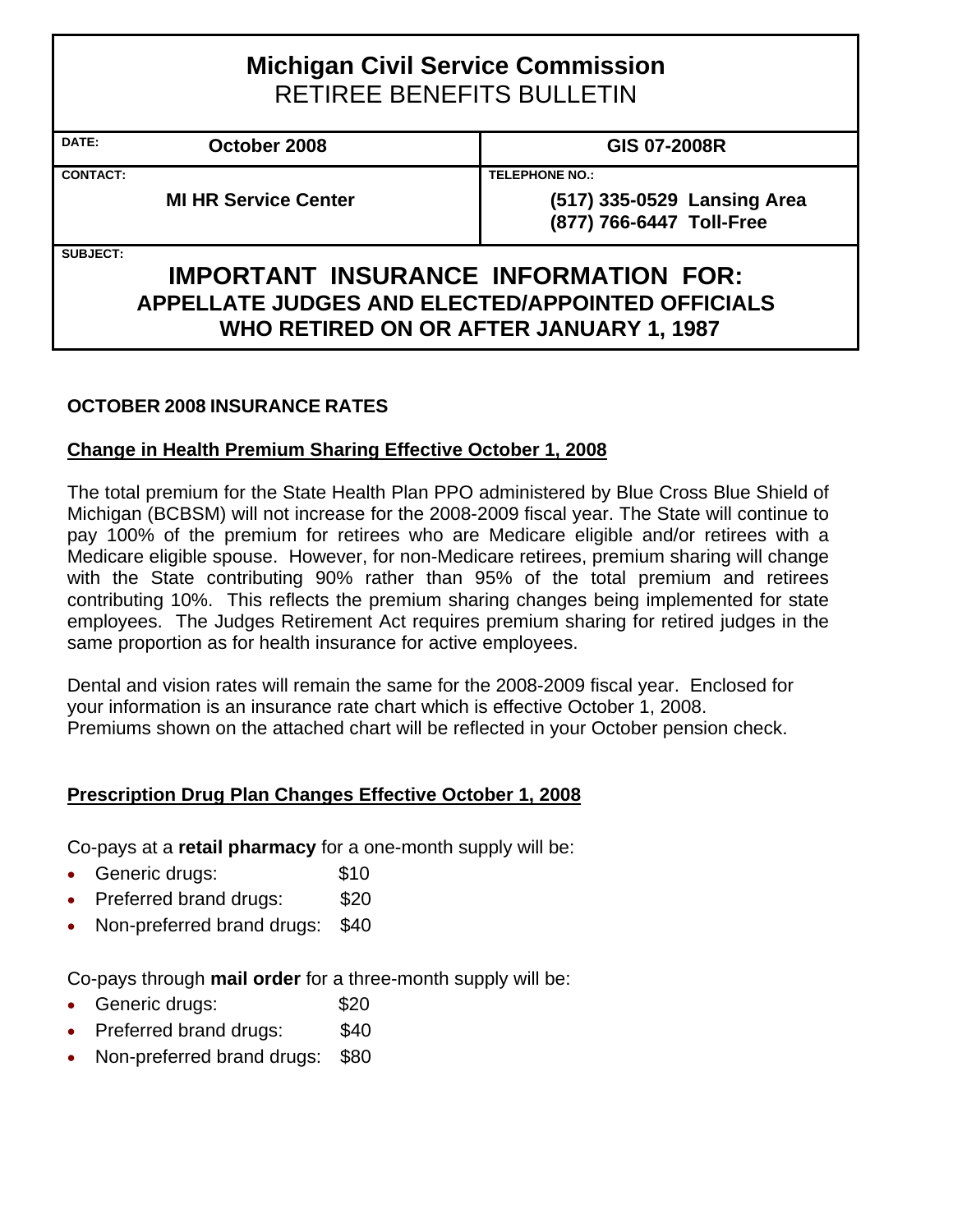# Michigan Civil Service Commission
## RETIREE BENEFITS BULLETIN

| | |
|---|---|
| **DATE:** October 2008 | **GIS 07-2008R** |
| **CONTACT:** MI HR Service Center | **TELEPHONE NO.:** (517) 335-0529 Lansing Area<br>(877) 766-6447 Toll-Free |

**SUBJECT:**

## IMPORTANT INSURANCE INFORMATION FOR:
### APPELLATE JUDGES AND ELECTED/APPOINTED OFFICIALS WHO RETIRED ON OR AFTER JANUARY 1, 1987

**OCTOBER 2008 INSURANCE RATES**

**Change in Health Premium Sharing Effective October 1, 2008**

The total premium for the State Health Plan PPO administered by Blue Cross Blue Shield of Michigan (BCBSM) will not increase for the 2008-2009 fiscal year. The State will continue to pay 100% of the premium for retirees who are Medicare eligible and/or retirees with a Medicare eligible spouse. However, for non-Medicare retirees, premium sharing will change with the State contributing 90% rather than 95% of the total premium and retirees contributing 10%. This reflects the premium sharing changes being implemented for state employees. The Judges Retirement Act requires premium sharing for retired judges in the same proportion as for health insurance for active employees.

Dental and vision rates will remain the same for the 2008-2009 fiscal year. Enclosed for your information is an insurance rate chart which is effective October 1, 2008. Premiums shown on the attached chart will be reflected in your October pension check.

**Prescription Drug Plan Changes Effective October 1, 2008**

Co-pays at a **retail pharmacy** for a one-month supply will be:

- Generic drugs: $10
- Preferred brand drugs: $20
- Non-preferred brand drugs: $40

Co-pays through **mail order** for a three-month supply will be:

- Generic drugs: $20
- Preferred brand drugs: $40
- Non-preferred brand drugs: $80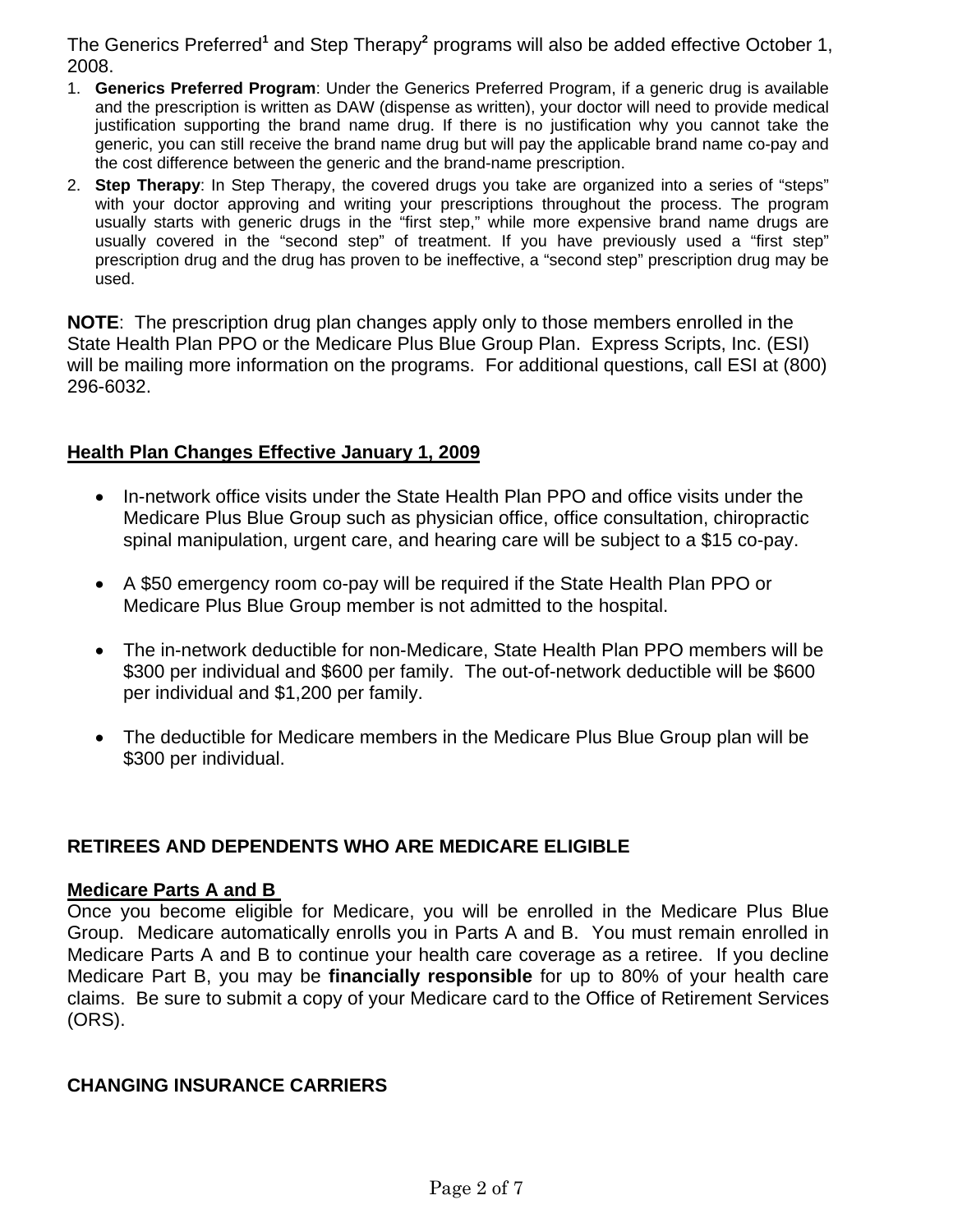The Generics Preferred[1] and Step Therapy[2] programs will also be added effective October 1, 2008.

1. **Generics Preferred Program**: Under the Generics Preferred Program, if a generic drug is available and the prescription is written as DAW (dispense as written), your doctor will need to provide medical justification supporting the brand name drug. If there is no justification why you cannot take the generic, you can still receive the brand name drug but will pay the applicable brand name co-pay and the cost difference between the generic and the brand-name prescription.
2. **Step Therapy**: In Step Therapy, the covered drugs you take are organized into a series of "steps" with your doctor approving and writing your prescriptions throughout the process. The program usually starts with generic drugs in the "first step," while more expensive brand name drugs are usually covered in the "second step" of treatment. If you have previously used a "first step" prescription drug and the drug has proven to be ineffective, a "second step" prescription drug may be used.

**NOTE**: The prescription drug plan changes apply only to those members enrolled in the State Health Plan PPO or the Medicare Plus Blue Group Plan. Express Scripts, Inc. (ESI) will be mailing more information on the programs. For additional questions, call ESI at (800) 296-6032.

## Health Plan Changes Effective January 1, 2009

- In-network office visits under the State Health Plan PPO and office visits under the Medicare Plus Blue Group such as physician office, office consultation, chiropractic spinal manipulation, urgent care, and hearing care will be subject to a $15 co-pay.
- A $50 emergency room co-pay will be required if the State Health Plan PPO or Medicare Plus Blue Group member is not admitted to the hospital.
- The in-network deductible for non-Medicare, State Health Plan PPO members will be $300 per individual and $600 per family. The out-of-network deductible will be $600 per individual and $1,200 per family.
- The deductible for Medicare members in the Medicare Plus Blue Group plan will be $300 per individual.

## RETIREES AND DEPENDENTS WHO ARE MEDICARE ELIGIBLE

### Medicare Parts A and B

Once you become eligible for Medicare, you will be enrolled in the Medicare Plus Blue Group. Medicare automatically enrolls you in Parts A and B. You must remain enrolled in Medicare Parts A and B to continue your health care coverage as a retiree. If you decline Medicare Part B, you may be **financially responsible** for up to 80% of your health care claims. Be sure to submit a copy of your Medicare card to the Office of Retirement Services (ORS).

## CHANGING INSURANCE CARRIERS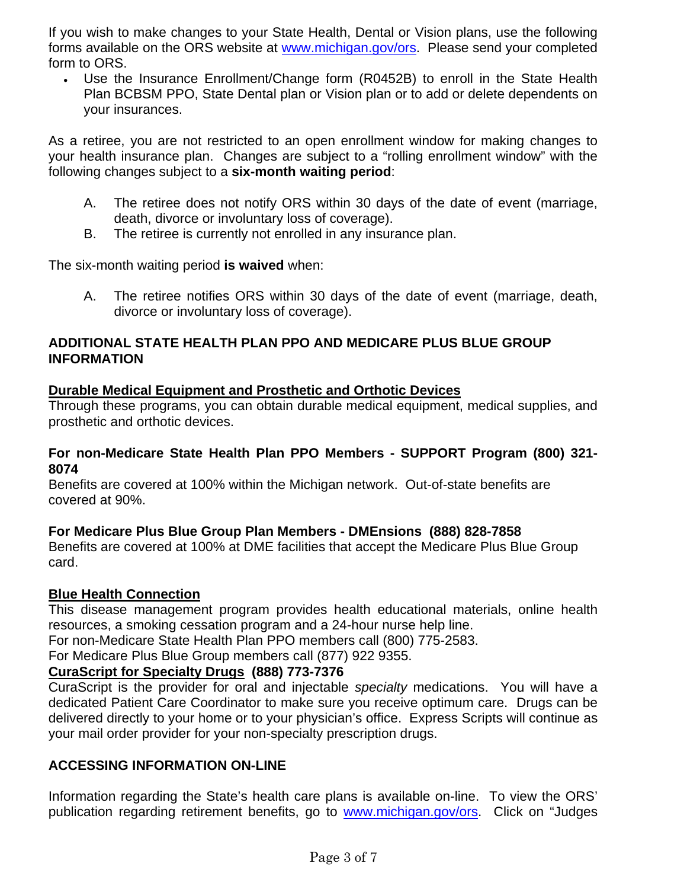If you wish to make changes to your State Health, Dental or Vision plans, use the following forms available on the ORS website at www.michigan.gov/ors. Please send your completed form to ORS.

- Use the Insurance Enrollment/Change form (R0452B) to enroll in the State Health Plan BCBSM PPO, State Dental plan or Vision plan or to add or delete dependents on your insurances.

As a retiree, you are not restricted to an open enrollment window for making changes to your health insurance plan. Changes are subject to a "rolling enrollment window" with the following changes subject to a **six-month waiting period**:

A. The retiree does not notify ORS within 30 days of the date of event (marriage, death, divorce or involuntary loss of coverage).
B. The retiree is currently not enrolled in any insurance plan.

The six-month waiting period **is waived** when:

A. The retiree notifies ORS within 30 days of the date of event (marriage, death, divorce or involuntary loss of coverage).

## ADDITIONAL STATE HEALTH PLAN PPO AND MEDICARE PLUS BLUE GROUP INFORMATION

**Durable Medical Equipment and Prosthetic and Orthotic Devices**

Through these programs, you can obtain durable medical equipment, medical supplies, and prosthetic and orthotic devices.

**For non-Medicare State Health Plan PPO Members - SUPPORT Program (800) 321-8074**

Benefits are covered at 100% within the Michigan network. Out-of-state benefits are covered at 90%.

**For Medicare Plus Blue Group Plan Members - DMEnsions (888) 828-7858**

Benefits are covered at 100% at DME facilities that accept the Medicare Plus Blue Group card.

**Blue Health Connection**

This disease management program provides health educational materials, online health resources, a smoking cessation program and a 24-hour nurse help line.
For non-Medicare State Health Plan PPO members call (800) 775-2583.
For Medicare Plus Blue Group members call (877) 922 9355.

**CuraScript for Specialty Drugs (888) 773-7376**

CuraScript is the provider for oral and injectable *specialty* medications. You will have a dedicated Patient Care Coordinator to make sure you receive optimum care. Drugs can be delivered directly to your home or to your physician's office. Express Scripts will continue as your mail order provider for your non-specialty prescription drugs.

## ACCESSING INFORMATION ON-LINE

Information regarding the State's health care plans is available on-line. To view the ORS' publication regarding retirement benefits, go to www.michigan.gov/ors. Click on "Judges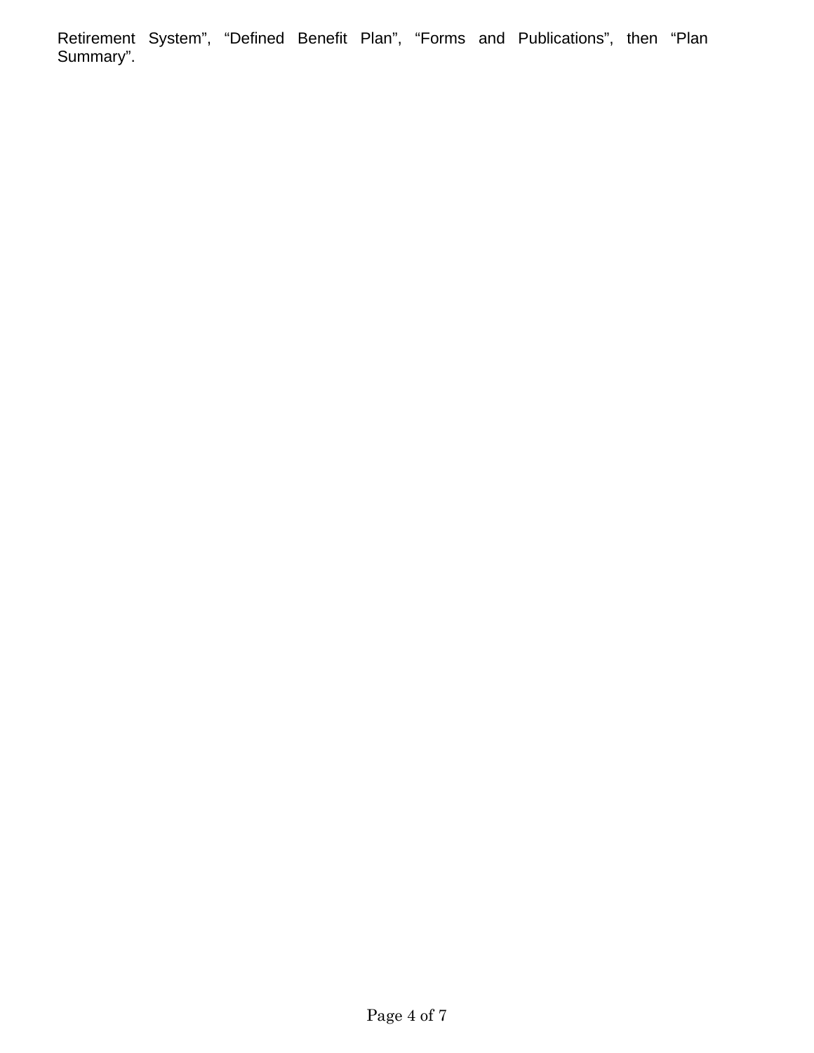Retirement System", "Defined Benefit Plan", "Forms and Publications", then "Plan Summary".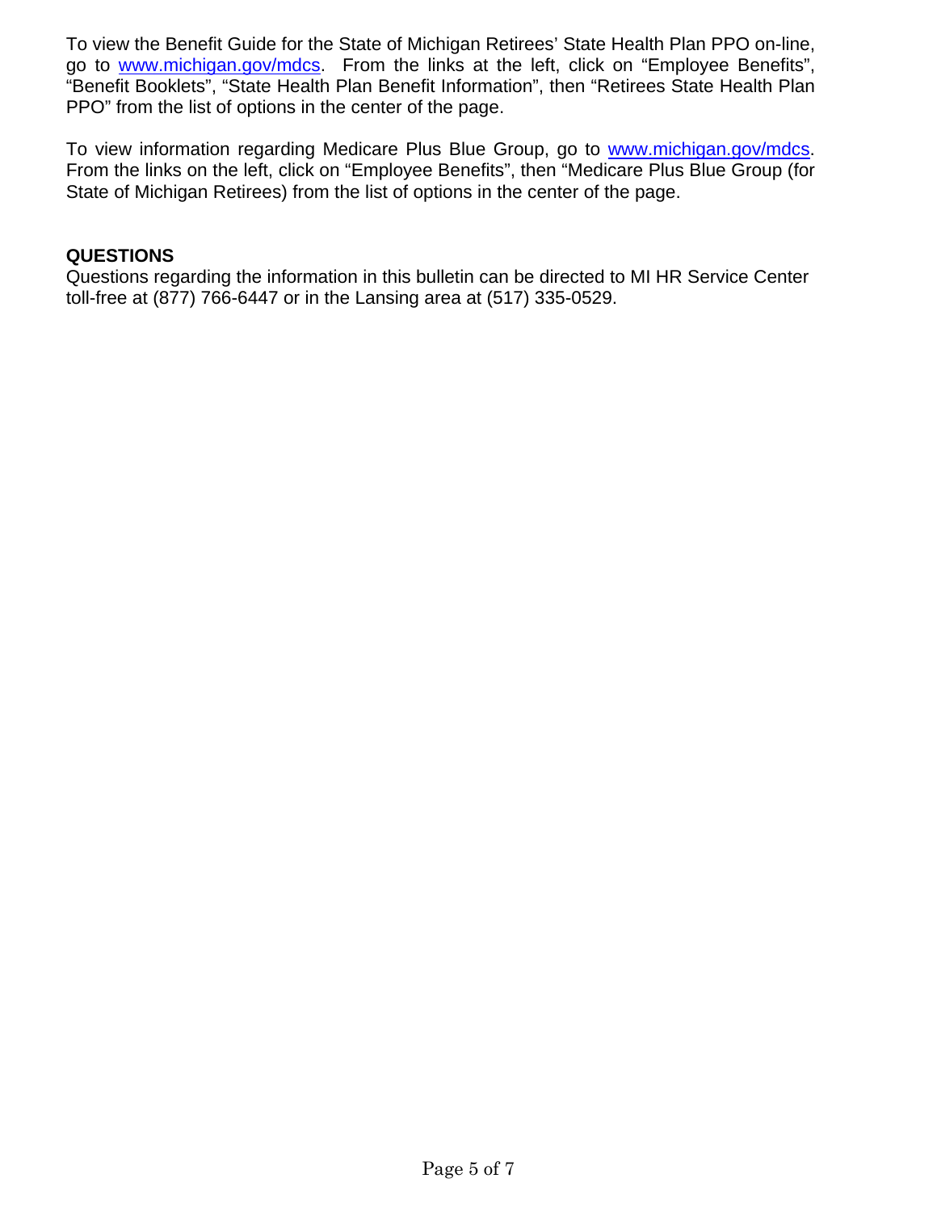To view the Benefit Guide for the State of Michigan Retirees' State Health Plan PPO on-line, go to www.michigan.gov/mdcs. From the links at the left, click on "Employee Benefits", "Benefit Booklets", "State Health Plan Benefit Information", then "Retirees State Health Plan PPO" from the list of options in the center of the page.

To view information regarding Medicare Plus Blue Group, go to www.michigan.gov/mdcs. From the links on the left, click on "Employee Benefits", then "Medicare Plus Blue Group (for State of Michigan Retirees) from the list of options in the center of the page.

**QUESTIONS**

Questions regarding the information in this bulletin can be directed to MI HR Service Center toll-free at (877) 766-6447 or in the Lansing area at (517) 335-0529.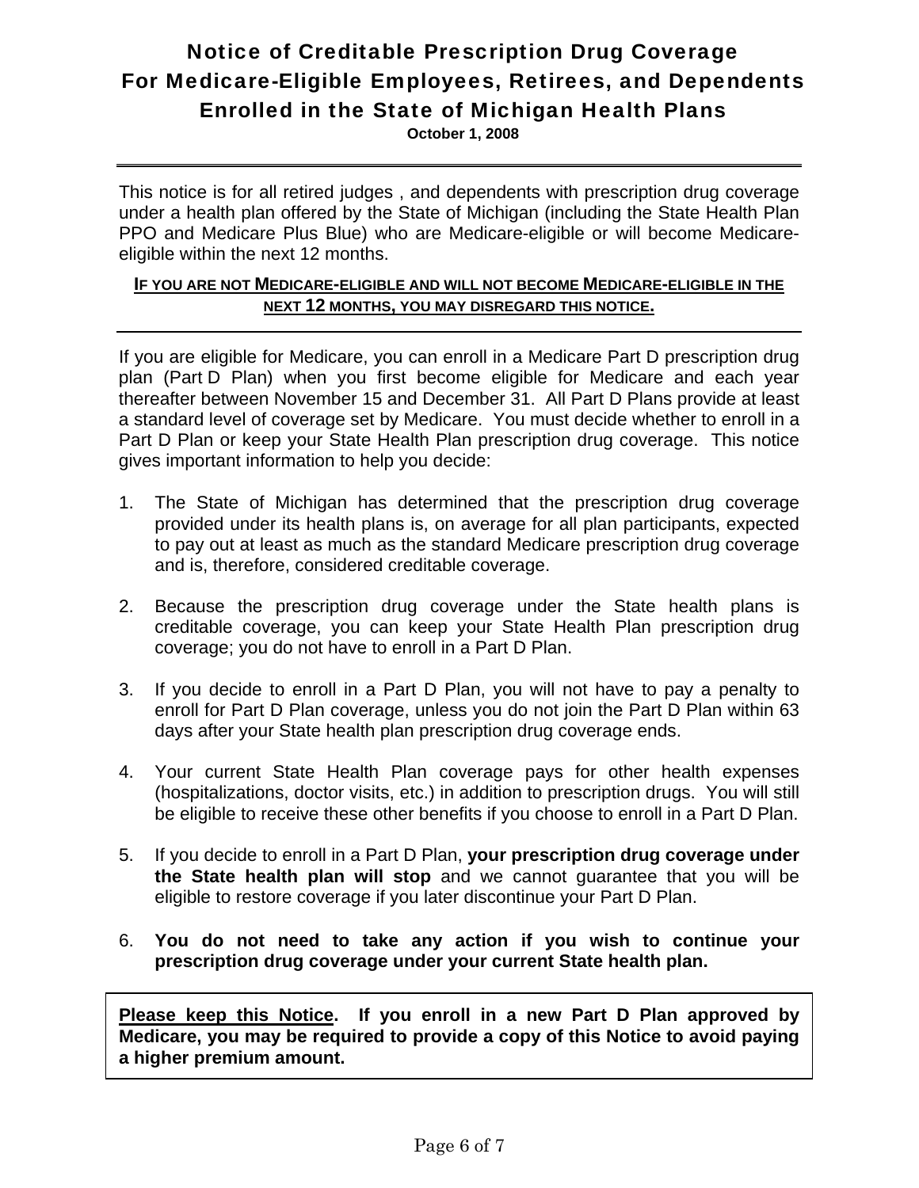# Notice of Creditable Prescription Drug Coverage For Medicare-Eligible Employees, Retirees, and Dependents Enrolled in the State of Michigan Health Plans

**October 1, 2008**

This notice is for all retired judges , and dependents with prescription drug coverage under a health plan offered by the State of Michigan (including the State Health Plan PPO and Medicare Plus Blue) who are Medicare-eligible or will become Medicare-eligible within the next 12 months.

**IF YOU ARE NOT MEDICARE-ELIGIBLE AND WILL NOT BECOME MEDICARE-ELIGIBLE IN THE NEXT 12 MONTHS, YOU MAY DISREGARD THIS NOTICE.**

If you are eligible for Medicare, you can enroll in a Medicare Part D prescription drug plan (Part D Plan) when you first become eligible for Medicare and each year thereafter between November 15 and December 31. All Part D Plans provide at least a standard level of coverage set by Medicare. You must decide whether to enroll in a Part D Plan or keep your State Health Plan prescription drug coverage. This notice gives important information to help you decide:

1. The State of Michigan has determined that the prescription drug coverage provided under its health plans is, on average for all plan participants, expected to pay out at least as much as the standard Medicare prescription drug coverage and is, therefore, considered creditable coverage.

2. Because the prescription drug coverage under the State health plans is creditable coverage, you can keep your State Health Plan prescription drug coverage; you do not have to enroll in a Part D Plan.

3. If you decide to enroll in a Part D Plan, you will not have to pay a penalty to enroll for Part D Plan coverage, unless you do not join the Part D Plan within 63 days after your State health plan prescription drug coverage ends.

4. Your current State Health Plan coverage pays for other health expenses (hospitalizations, doctor visits, etc.) in addition to prescription drugs. You will still be eligible to receive these other benefits if you choose to enroll in a Part D Plan.

5. If you decide to enroll in a Part D Plan, **your prescription drug coverage under the State health plan will stop** and we cannot guarantee that you will be eligible to restore coverage if you later discontinue your Part D Plan.

6. **You do not need to take any action if you wish to continue your prescription drug coverage under your current State health plan.**

**Please keep this Notice. If you enroll in a new Part D Plan approved by Medicare, you may be required to provide a copy of this Notice to avoid paying a higher premium amount.**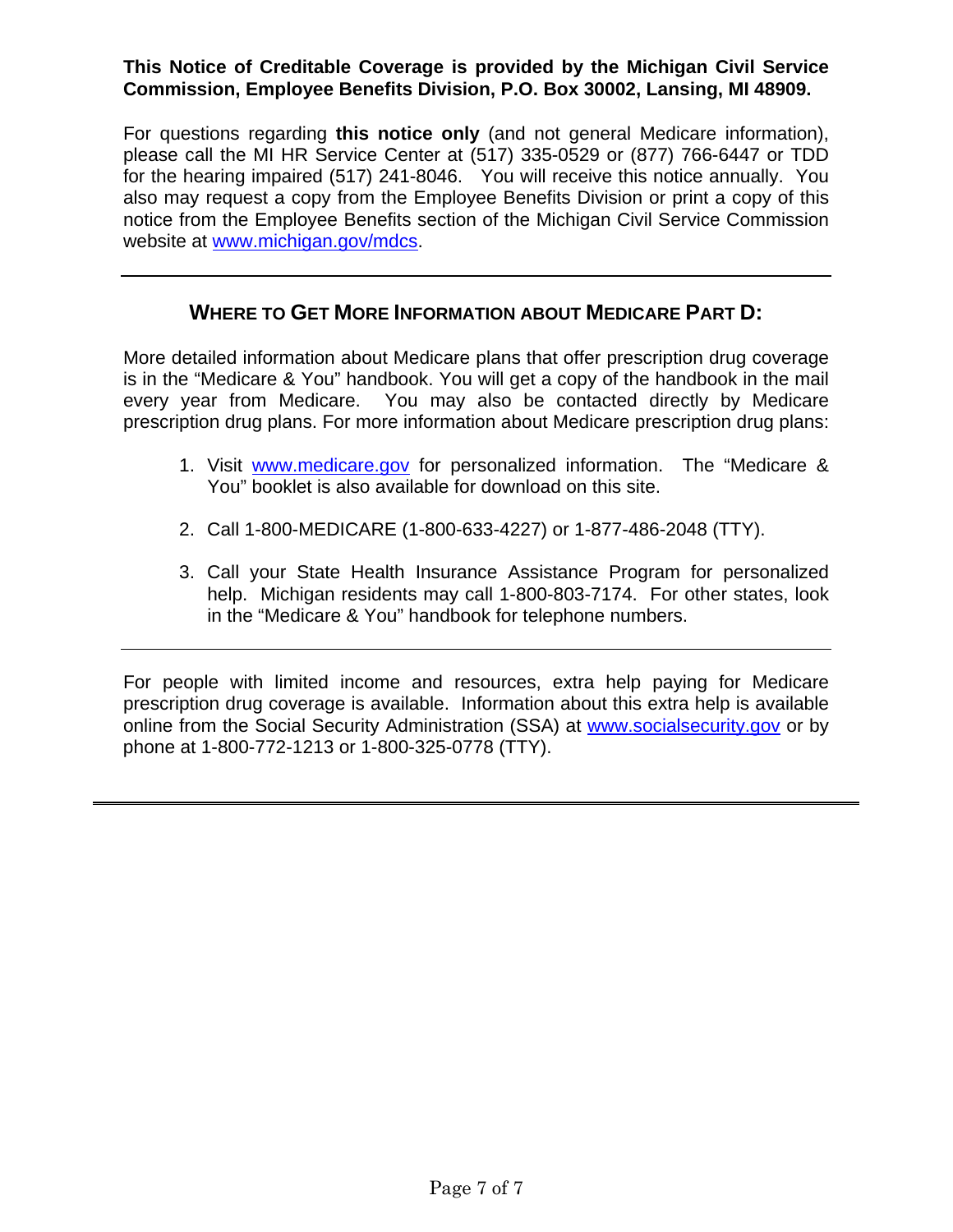**This Notice of Creditable Coverage is provided by the Michigan Civil Service Commission, Employee Benefits Division, P.O. Box 30002, Lansing, MI 48909.**

For questions regarding **this notice only** (and not general Medicare information), please call the MI HR Service Center at (517) 335-0529 or (877) 766-6447 or TDD for the hearing impaired (517) 241-8046. You will receive this notice annually. You also may request a copy from the Employee Benefits Division or print a copy of this notice from the Employee Benefits section of the Michigan Civil Service Commission website at www.michigan.gov/mdcs.

---

## WHERE TO GET MORE INFORMATION ABOUT MEDICARE PART D:

More detailed information about Medicare plans that offer prescription drug coverage is in the "Medicare & You" handbook. You will get a copy of the handbook in the mail every year from Medicare. You may also be contacted directly by Medicare prescription drug plans. For more information about Medicare prescription drug plans:

1. Visit www.medicare.gov for personalized information. The "Medicare & You" booklet is also available for download on this site.
2. Call 1-800-MEDICARE (1-800-633-4227) or 1-877-486-2048 (TTY).
3. Call your State Health Insurance Assistance Program for personalized help. Michigan residents may call 1-800-803-7174. For other states, look in the "Medicare & You" handbook for telephone numbers.

---

For people with limited income and resources, extra help paying for Medicare prescription drug coverage is available. Information about this extra help is available online from the Social Security Administration (SSA) at www.socialsecurity.gov or by phone at 1-800-772-1213 or 1-800-325-0778 (TTY).